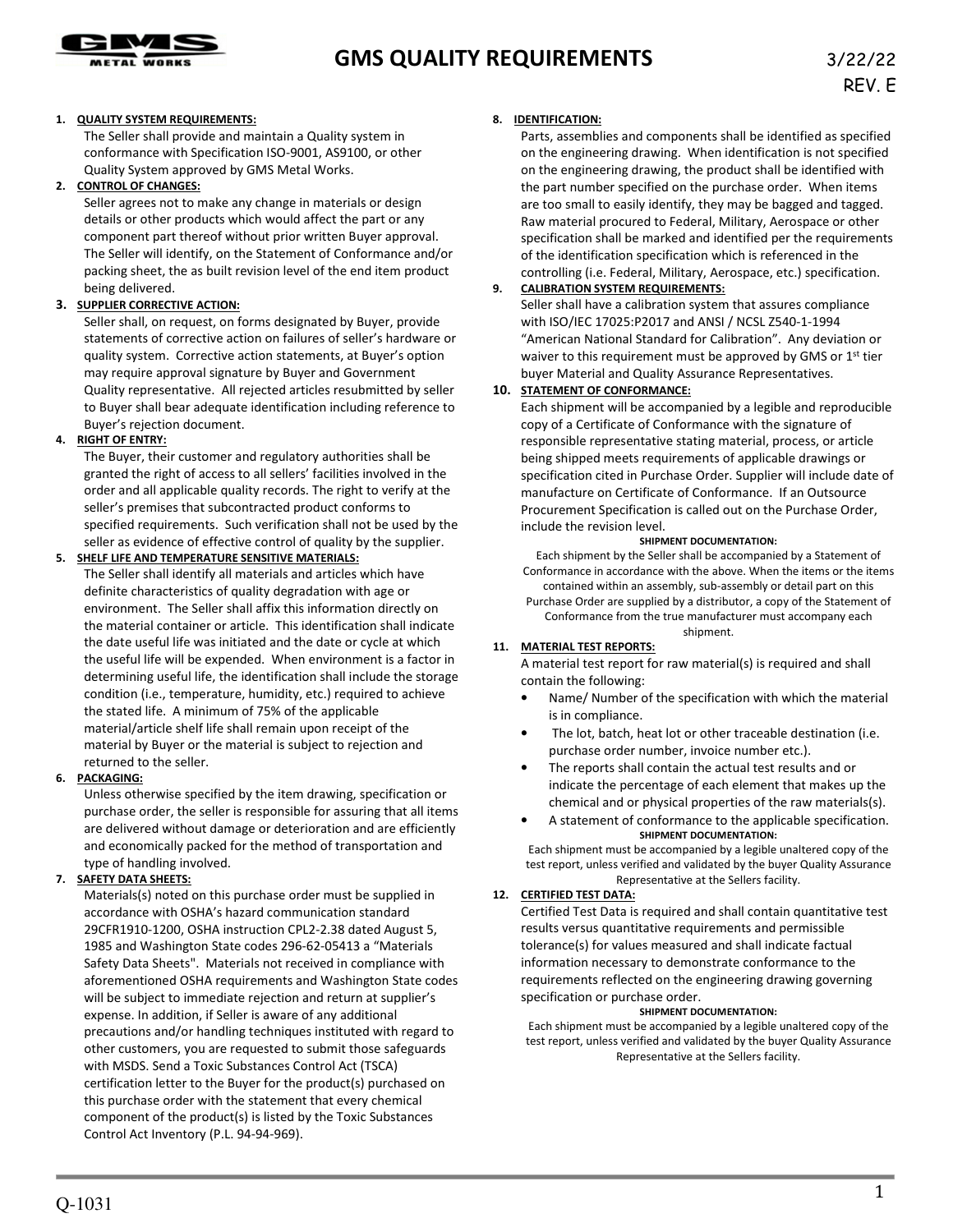# GMS QUALITY REQUIREMENTS

3/22/22
REV. E

1. **QUALITY SYSTEM REQUIREMENTS:**
   The Seller shall provide and maintain a Quality system in conformance with Specification ISO-9001, AS9100, or other Quality System approved by GMS Metal Works.

2. **CONTROL OF CHANGES:**
   Seller agrees not to make any change in materials or design details or other products which would affect the part or any component part thereof without prior written Buyer approval. The Seller will identify, on the Statement of Conformance and/or packing sheet, the as built revision level of the end item product being delivered.

3. **SUPPLIER CORRECTIVE ACTION:**
   Seller shall, on request, on forms designated by Buyer, provide statements of corrective action on failures of seller's hardware or quality system. Corrective action statements, at Buyer's option may require approval signature by Buyer and Government Quality representative. All rejected articles resubmitted by seller to Buyer shall bear adequate identification including reference to Buyer's rejection document.

4. **RIGHT OF ENTRY:**
   The Buyer, their customer and regulatory authorities shall be granted the right of access to all sellers' facilities involved in the order and all applicable quality records. The right to verify at the seller's premises that subcontracted product conforms to specified requirements. Such verification shall not be used by the seller as evidence of effective control of quality by the supplier.

5. **SHELF LIFE AND TEMPERATURE SENSITIVE MATERIALS:**
   The Seller shall identify all materials and articles which have definite characteristics of quality degradation with age or environment. The Seller shall affix this information directly on the material container or article. This identification shall indicate the date useful life was initiated and the date or cycle at which the useful life will be expended. When environment is a factor in determining useful life, the identification shall include the storage condition (i.e., temperature, humidity, etc.) required to achieve the stated life. A minimum of 75% of the applicable material/article shelf life shall remain upon receipt of the material by Buyer or the material is subject to rejection and returned to the seller.

6. **PACKAGING:**
   Unless otherwise specified by the item drawing, specification or purchase order, the seller is responsible for assuring that all items are delivered without damage or deterioration and are efficiently and economically packed for the method of transportation and type of handling involved.

7. **SAFETY DATA SHEETS:**
   Materials(s) noted on this purchase order must be supplied in accordance with OSHA's hazard communication standard 29CFR1910-1200, OSHA instruction CPL2-2.38 dated August 5, 1985 and Washington State codes 296-62-05413 a "Materials Safety Data Sheets". Materials not received in compliance with aforementioned OSHA requirements and Washington State codes will be subject to immediate rejection and return at supplier's expense. In addition, if Seller is aware of any additional precautions and/or handling techniques instituted with regard to other customers, you are requested to submit those safeguards with MSDS. Send a Toxic Substances Control Act (TSCA) certification letter to the Buyer for the product(s) purchased on this purchase order with the statement that every chemical component of the product(s) is listed by the Toxic Substances Control Act Inventory (P.L. 94-94-969).

8. **IDENTIFICATION:**
   Parts, assemblies and components shall be identified as specified on the engineering drawing. When identification is not specified on the engineering drawing, the product shall be identified with the part number specified on the purchase order. When items are too small to easily identify, they may be bagged and tagged. Raw material procured to Federal, Military, Aerospace or other specification shall be marked and identified per the requirements of the identification specification which is referenced in the controlling (i.e. Federal, Military, Aerospace, etc.) specification.

9. **CALIBRATION SYSTEM REQUIREMENTS:**
   Seller shall have a calibration system that assures compliance with ISO/IEC 17025:P2017 and ANSI / NCSL Z540-1-1994 "American National Standard for Calibration". Any deviation or waiver to this requirement must be approved by GMS or 1st tier buyer Material and Quality Assurance Representatives.

10. **STATEMENT OF CONFORMANCE:**
    Each shipment will be accompanied by a legible and reproducible copy of a Certificate of Conformance with the signature of responsible representative stating material, process, or article being shipped meets requirements of applicable drawings or specification cited in Purchase Order. Supplier will include date of manufacture on Certificate of Conformance. If an Outsource Procurement Specification is called out on the Purchase Order, include the revision level.

    **SHIPMENT DOCUMENTATION:**
    Each shipment by the Seller shall be accompanied by a Statement of Conformance in accordance with the above. When the items or the items contained within an assembly, sub-assembly or detail part on this Purchase Order are supplied by a distributor, a copy of the Statement of Conformance from the true manufacturer must accompany each shipment.

11. **MATERIAL TEST REPORTS:**
    A material test report for raw material(s) is required and shall contain the following:
    - Name/ Number of the specification with which the material is in compliance.
    - The lot, batch, heat lot or other traceable destination (i.e. purchase order number, invoice number etc.).
    - The reports shall contain the actual test results and or indicate the percentage of each element that makes up the chemical and or physical properties of the raw materials(s).
    - A statement of conformance to the applicable specification.

    **SHIPMENT DOCUMENTATION:**
    Each shipment must be accompanied by a legible unaltered copy of the test report, unless verified and validated by the buyer Quality Assurance Representative at the Sellers facility.

12. **CERTIFIED TEST DATA:**
    Certified Test Data is required and shall contain quantitative test results versus quantitative requirements and permissible tolerance(s) for values measured and shall indicate factual information necessary to demonstrate conformance to the requirements reflected on the engineering drawing governing specification or purchase order.

    **SHIPMENT DOCUMENTATION:**
    Each shipment must be accompanied by a legible unaltered copy of the test report, unless verified and validated by the buyer Quality Assurance Representative at the Sellers facility.

Q-1031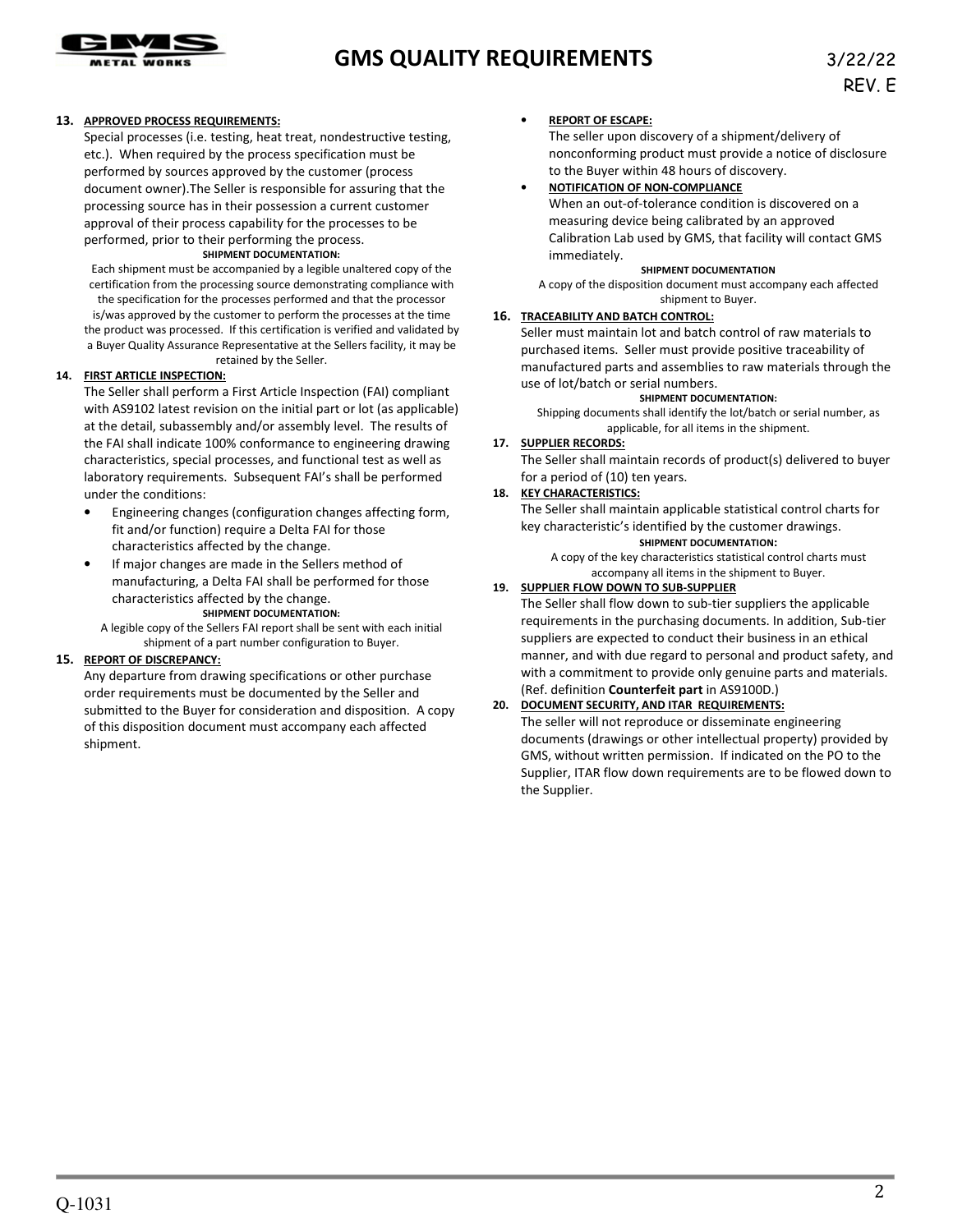**13. APPROVED PROCESS REQUIREMENTS:**

Special processes (i.e. testing, heat treat, nondestructive testing, etc.). When required by the process specification must be performed by sources approved by the customer (process document owner).The Seller is responsible for assuring that the processing source has in their possession a current customer approval of their process capability for the processes to be performed, prior to their performing the process.

**SHIPMENT DOCUMENTATION:**

Each shipment must be accompanied by a legible unaltered copy of the certification from the processing source demonstrating compliance with the specification for the processes performed and that the processor is/was approved by the customer to perform the processes at the time the product was processed. If this certification is verified and validated by a Buyer Quality Assurance Representative at the Sellers facility, it may be retained by the Seller.

**14. FIRST ARTICLE INSPECTION:**

The Seller shall perform a First Article Inspection (FAI) compliant with AS9102 latest revision on the initial part or lot (as applicable) at the detail, subassembly and/or assembly level. The results of the FAI shall indicate 100% conformance to engineering drawing characteristics, special processes, and functional test as well as laboratory requirements. Subsequent FAI's shall be performed under the conditions:

- Engineering changes (configuration changes affecting form, fit and/or function) require a Delta FAI for those characteristics affected by the change.
- If major changes are made in the Sellers method of manufacturing, a Delta FAI shall be performed for those characteristics affected by the change.

**SHIPMENT DOCUMENTATION:**

A legible copy of the Sellers FAI report shall be sent with each initial shipment of a part number configuration to Buyer.

**15. REPORT OF DISCREPANCY:**

Any departure from drawing specifications or other purchase order requirements must be documented by the Seller and submitted to the Buyer for consideration and disposition. A copy of this disposition document must accompany each affected shipment.

- **REPORT OF ESCAPE:**
  The seller upon discovery of a shipment/delivery of nonconforming product must provide a notice of disclosure to the Buyer within 48 hours of discovery.
- **NOTIFICATION OF NON-COMPLIANCE**
  When an out-of-tolerance condition is discovered on a measuring device being calibrated by an approved Calibration Lab used by GMS, that facility will contact GMS immediately.

**SHIPMENT DOCUMENTATION**

A copy of the disposition document must accompany each affected shipment to Buyer.

**16. TRACEABILITY AND BATCH CONTROL:**

Seller must maintain lot and batch control of raw materials to purchased items. Seller must provide positive traceability of manufactured parts and assemblies to raw materials through the use of lot/batch or serial numbers.

**SHIPMENT DOCUMENTATION:**

Shipping documents shall identify the lot/batch or serial number, as applicable, for all items in the shipment.

**17. SUPPLIER RECORDS:**

The Seller shall maintain records of product(s) delivered to buyer for a period of (10) ten years.

**18. KEY CHARACTERISTICS:**

The Seller shall maintain applicable statistical control charts for key characteristic's identified by the customer drawings.

**SHIPMENT DOCUMENTATION:**

A copy of the key characteristics statistical control charts must accompany all items in the shipment to Buyer.

**19. SUPPLIER FLOW DOWN TO SUB-SUPPLIER**

The Seller shall flow down to sub-tier suppliers the applicable requirements in the purchasing documents. In addition, Sub-tier suppliers are expected to conduct their business in an ethical manner, and with due regard to personal and product safety, and with a commitment to provide only genuine parts and materials. (Ref. definition **Counterfeit part** in AS9100D.)

**20. DOCUMENT SECURITY, AND ITAR REQUIREMENTS:**

The seller will not reproduce or disseminate engineering documents (drawings or other intellectual property) provided by GMS, without written permission. If indicated on the PO to the Supplier, ITAR flow down requirements are to be flowed down to the Supplier.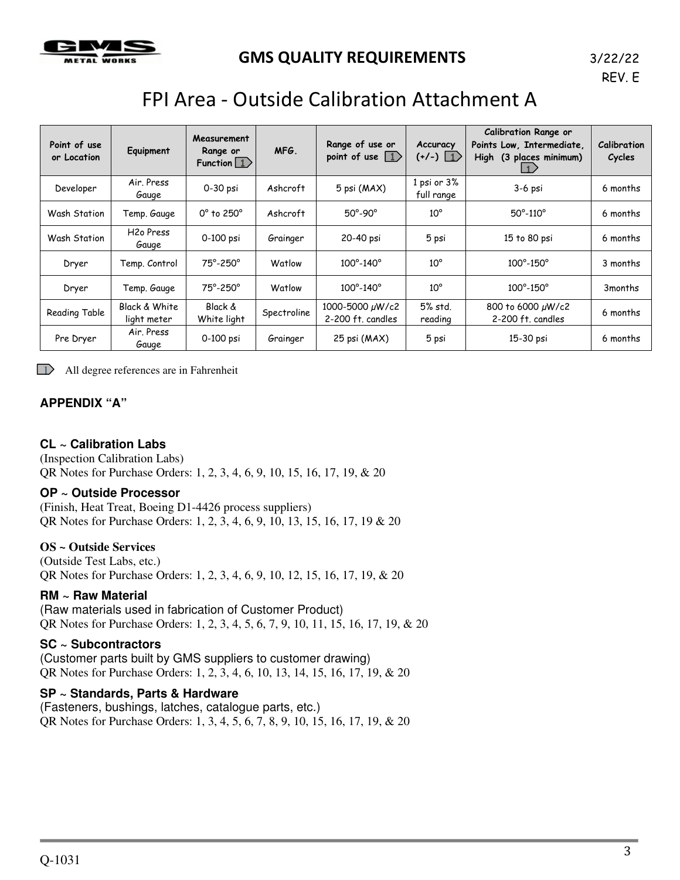# GMS QUALITY REQUIREMENTS

3/22/22
REV. E

## FPI Area - Outside Calibration Attachment A

| Point of use or Location | Equipment | Measurement Range or Function [1] | MFG. | Range of use or point of use [1] | Accuracy (+/-) [1] | Calibration Range or Points Low, Intermediate, High (3 places minimum) [1] | Calibration Cycles |
|---|---|---|---|---|---|---|---|
| Developer | Air. Press Gauge | 0-30 psi | Ashcroft | 5 psi (MAX) | 1 psi or 3% full range | 3-6 psi | 6 months |
| Wash Station | Temp. Gauge | 0° to 250° | Ashcroft | 50°-90° | 10° | 50°-110° | 6 months |
| Wash Station | H2o Press Gauge | 0-100 psi | Grainger | 20-40 psi | 5 psi | 15 to 80 psi | 6 months |
| Dryer | Temp. Control | 75°-250° | Watlow | 100°-140° | 10° | 100°-150° | 3 months |
| Dryer | Temp. Gauge | 75°-250° | Watlow | 100°-140° | 10° | 100°-150° | 3months |
| Reading Table | Black & White light meter | Black & White light | Spectroline | 1000-5000 µW/c2 2-200 ft. candles | 5% std. reading | 800 to 6000 µW/c2 2-200 ft. candles | 6 months |
| Pre Dryer | Air. Press Gauge | 0-100 psi | Grainger | 25 psi (MAX) | 5 psi | 15-30 psi | 6 months |

[1] All degree references are in Fahrenheit

### APPENDIX "A"

**CL ~ Calibration Labs**
(Inspection Calibration Labs)
QR Notes for Purchase Orders: 1, 2, 3, 4, 6, 9, 10, 15, 16, 17, 19, & 20

**OP ~ Outside Processor**
(Finish, Heat Treat, Boeing D1-4426 process suppliers)
QR Notes for Purchase Orders: 1, 2, 3, 4, 6, 9, 10, 13, 15, 16, 17, 19 & 20

**OS ~ Outside Services**
(Outside Test Labs, etc.)
QR Notes for Purchase Orders: 1, 2, 3, 4, 6, 9, 10, 12, 15, 16, 17, 19, & 20

**RM ~ Raw Material**
(Raw materials used in fabrication of Customer Product)
QR Notes for Purchase Orders: 1, 2, 3, 4, 5, 6, 7, 9, 10, 11, 15, 16, 17, 19, & 20

**SC ~ Subcontractors**
(Customer parts built by GMS suppliers to customer drawing)
QR Notes for Purchase Orders: 1, 2, 3, 4, 6, 10, 13, 14, 15, 16, 17, 19, & 20

**SP ~ Standards, Parts & Hardware**
(Fasteners, bushings, latches, catalogue parts, etc.)
QR Notes for Purchase Orders: 1, 3, 4, 5, 6, 7, 8, 9, 10, 15, 16, 17, 19, & 20

Q-1031